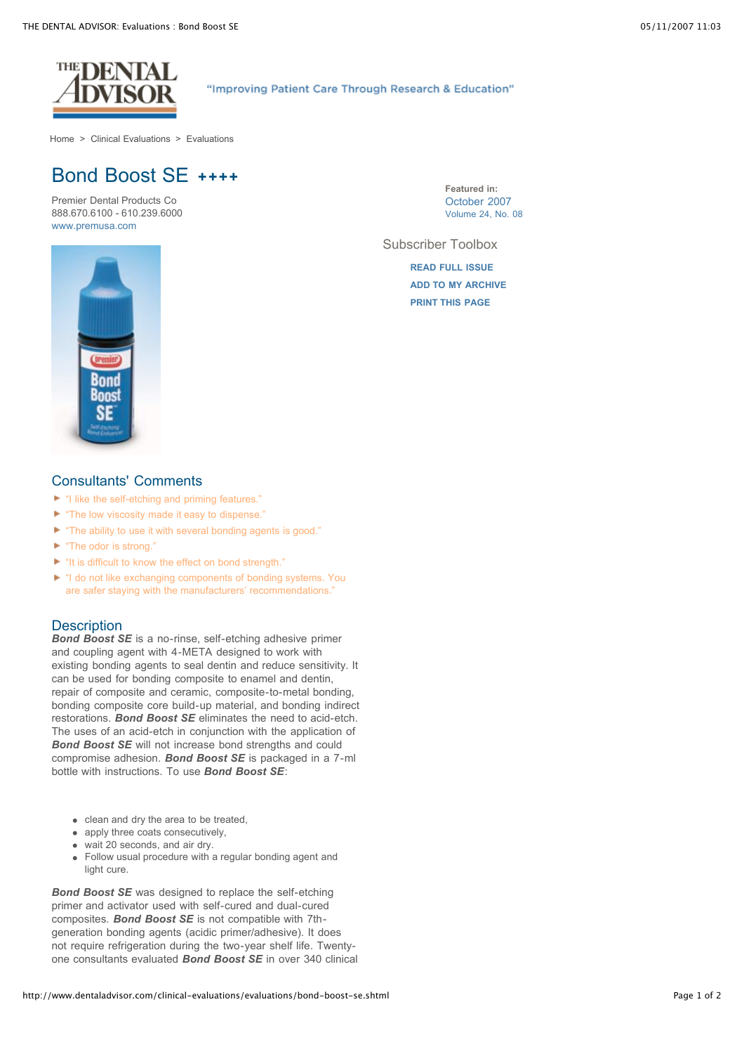Home > Clinical Evaluations > Evaluations

# Bond Boost SE ++++

Premier Dental Products Co
888.670.6100 - 610.239.6000
www.premusa.com

**Featured in:**
October 2007
Volume 24, No. 08

Subscriber Toolbox

READ FULL ISSUE
ADD TO MY ARCHIVE
PRINT THIS PAGE

## Consultants' Comments

- "I like the self-etching and priming features."
- "The low viscosity made it easy to dispense."
- "The ability to use it with several bonding agents is good."
- "The odor is strong."
- "It is difficult to know the effect on bond strength."
- "I do not like exchanging components of bonding systems. You are safer staying with the manufacturers' recommendations."

## Description

***Bond Boost SE*** is a no-rinse, self-etching adhesive primer and coupling agent with 4-META designed to work with existing bonding agents to seal dentin and reduce sensitivity. It can be used for bonding composite to enamel and dentin, repair of composite and ceramic, composite-to-metal bonding, bonding composite core build-up material, and bonding indirect restorations. ***Bond Boost SE*** eliminates the need to acid-etch. The uses of an acid-etch in conjunction with the application of ***Bond Boost SE*** will not increase bond strengths and could compromise adhesion. ***Bond Boost SE*** is packaged in a 7-ml bottle with instructions. To use ***Bond Boost SE***:

- clean and dry the area to be treated,
- apply three coats consecutively,
- wait 20 seconds, and air dry.
- Follow usual procedure with a regular bonding agent and light cure.

***Bond Boost SE*** was designed to replace the self-etching primer and activator used with self-cured and dual-cured composites. ***Bond Boost SE*** is not compatible with 7th-generation bonding agents (acidic primer/adhesive). It does not require refrigeration during the two-year shelf life. Twenty-one consultants evaluated ***Bond Boost SE*** in over 340 clinical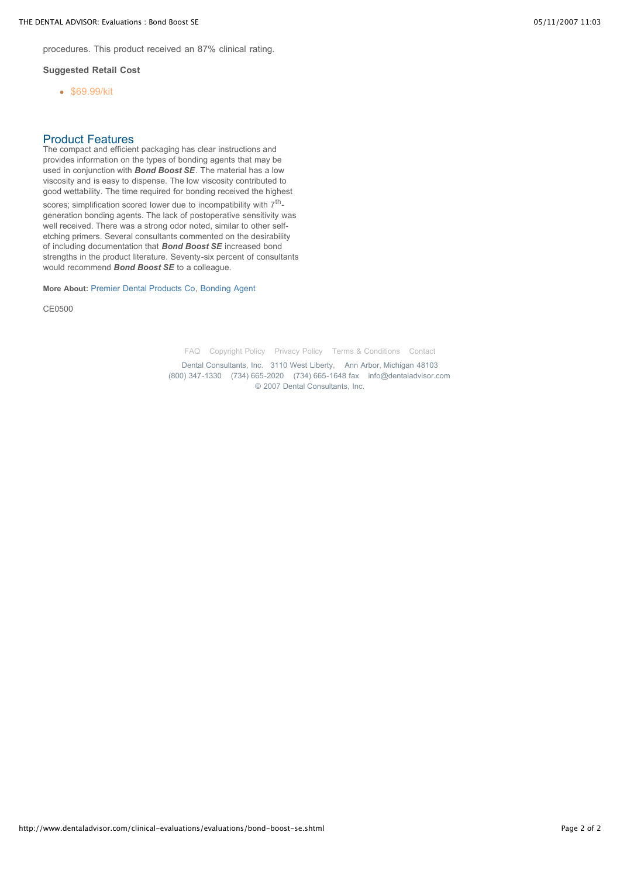procedures. This product received an 87% clinical rating.

**Suggested Retail Cost**

- $69.99/kit

## Product Features

The compact and efficient packaging has clear instructions and provides information on the types of bonding agents that may be used in conjunction with ***Bond Boost SE***. The material has a low viscosity and is easy to dispense. The low viscosity contributed to good wettability. The time required for bonding received the highest scores; simplification scored lower due to incompatibility with 7th-generation bonding agents. The lack of postoperative sensitivity was well received. There was a strong odor noted, similar to other self-etching primers. Several consultants commented on the desirability of including documentation that ***Bond Boost SE*** increased bond strengths in the product literature. Seventy-six percent of consultants would recommend ***Bond Boost SE*** to a colleague.

**More About:** Premier Dental Products Co, Bonding Agent

CE0500

FAQ Copyright Policy Privacy Policy Terms & Conditions Contact

Dental Consultants, Inc. 3110 West Liberty, Ann Arbor, Michigan 48103
(800) 347-1330 (734) 665-2020 (734) 665-1648 fax info@dentaladvisor.com
© 2007 Dental Consultants, Inc.